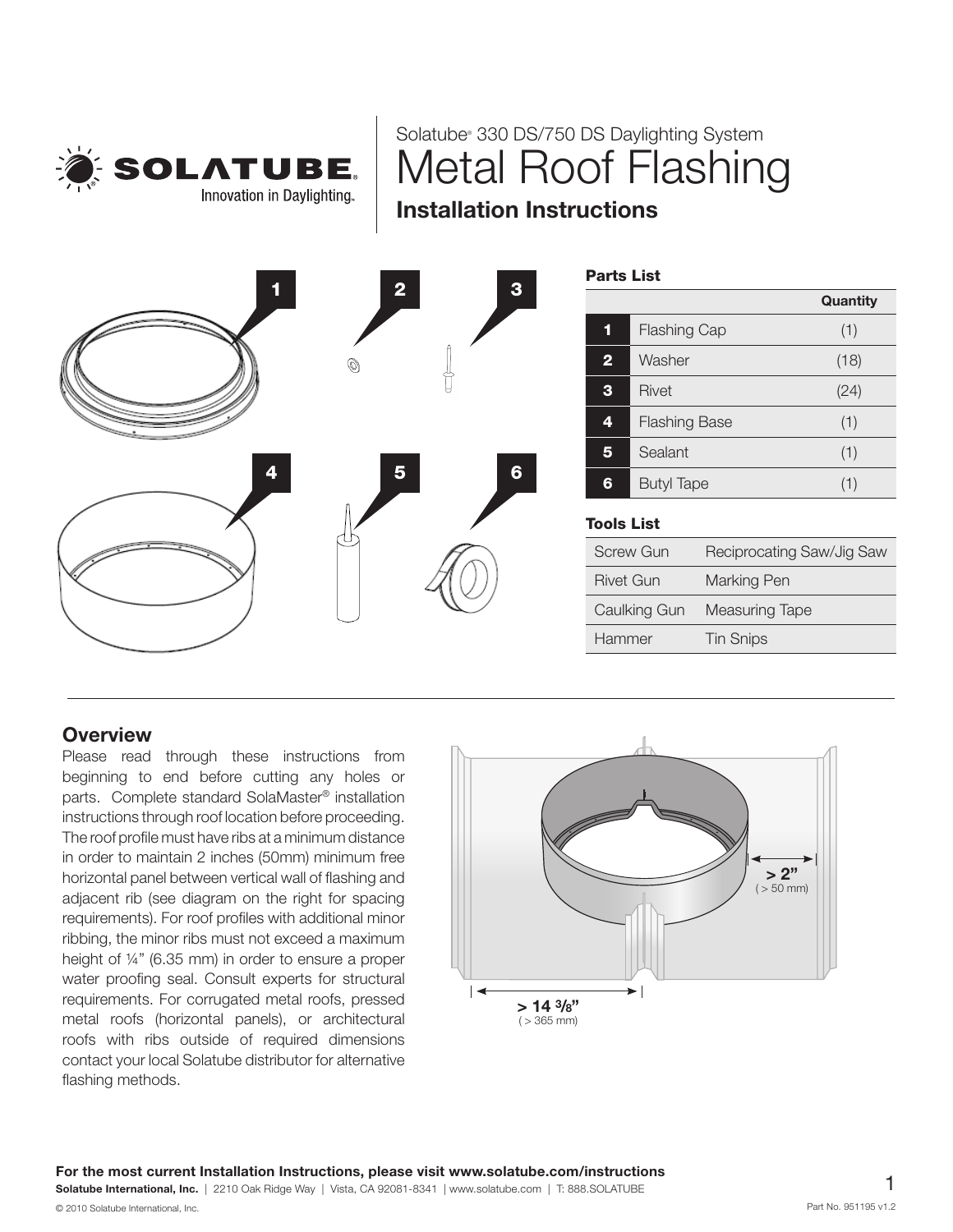Solatube® 330 DS/750 DS Daylighting System

# Metal Roof Flashing

## Installation Instructions

### Parts List

| | | Quantity |
|---|---|---|
| 1 | Flashing Cap | (1) |
| 2 | Washer | (18) |
| 3 | Rivet | (24) |
| 4 | Flashing Base | (1) |
| 5 | Sealant | (1) |
| 6 | Butyl Tape | (1) |

### Tools List

| | |
|---|---|
| Screw Gun | Reciprocating Saw/Jig Saw |
| Rivet Gun | Marking Pen |
| Caulking Gun | Measuring Tape |
| Hammer | Tin Snips |

## Overview

Please read through these instructions from beginning to end before cutting any holes or parts. Complete standard SolaMaster® installation instructions through roof location before proceeding. The roof profile must have ribs at a minimum distance in order to maintain 2 inches (50mm) minimum free horizontal panel between vertical wall of flashing and adjacent rib (see diagram on the right for spacing requirements). For roof profiles with additional minor ribbing, the minor ribs must not exceed a maximum height of ¼" (6.35 mm) in order to ensure a proper water proofing seal. Consult experts for structural requirements. For corrugated metal roofs, pressed metal roofs (horizontal panels), or architectural roofs with ribs outside of required dimensions contact your local Solatube distributor for alternative flashing methods.

> 2" (> 50 mm)

> 14 3/8" (> 365 mm)

**For the most current Installation Instructions, please visit www.solatube.com/instructions**

**Solatube International, Inc.** | 2210 Oak Ridge Way | Vista, CA 92081-8341 | www.solatube.com | T: 888.SOLATUBE

© 2010 Solatube International, Inc.

Part No. 951195 v1.2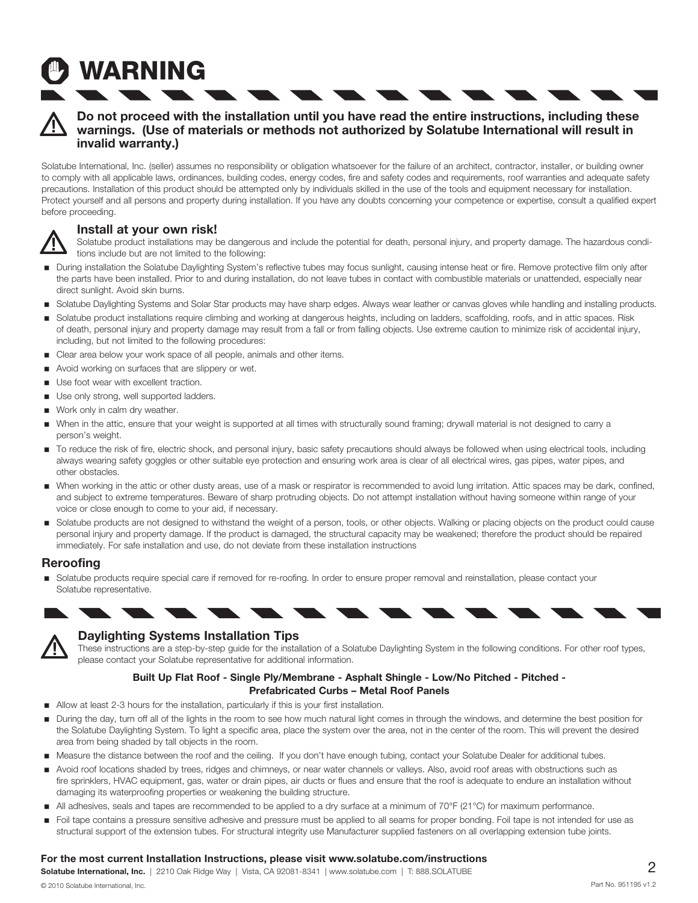# WARNING

**Do not proceed with the installation until you have read the entire instructions, including these warnings. (Use of materials or methods not authorized by Solatube International will result in invalid warranty.)**

Solatube International, Inc. (seller) assumes no responsibility or obligation whatsoever for the failure of an architect, contractor, installer, or building owner to comply with all applicable laws, ordinances, building codes, energy codes, fire and safety codes and requirements, roof warranties and adequate safety precautions. Installation of this product should be attempted only by individuals skilled in the use of the tools and equipment necessary for installation. Protect yourself and all persons and property during installation. If you have any doubts concerning your competence or expertise, consult a qualified expert before proceeding.

### Install at your own risk!

Solatube product installations may be dangerous and include the potential for death, personal injury, and property damage. The hazardous conditions include but are not limited to the following:

- During installation the Solatube Daylighting System's reflective tubes may focus sunlight, causing intense heat or fire. Remove protective film only after the parts have been installed. Prior to and during installation, do not leave tubes in contact with combustible materials or unattended, especially near direct sunlight. Avoid skin burns.
- Solatube Daylighting Systems and Solar Star products may have sharp edges. Always wear leather or canvas gloves while handling and installing products.
- Solatube product installations require climbing and working at dangerous heights, including on ladders, scaffolding, roofs, and in attic spaces. Risk of death, personal injury and property damage may result from a fall or from falling objects. Use extreme caution to minimize risk of accidental injury, including, but not limited to the following procedures:
- Clear area below your work space of all people, animals and other items.
- Avoid working on surfaces that are slippery or wet.
- Use foot wear with excellent traction.
- Use only strong, well supported ladders.
- Work only in calm dry weather.
- When in the attic, ensure that your weight is supported at all times with structurally sound framing; drywall material is not designed to carry a person's weight.
- To reduce the risk of fire, electric shock, and personal injury, basic safety precautions should always be followed when using electrical tools, including always wearing safety goggles or other suitable eye protection and ensuring work area is clear of all electrical wires, gas pipes, water pipes, and other obstacles.
- When working in the attic or other dusty areas, use of a mask or respirator is recommended to avoid lung irritation. Attic spaces may be dark, confined, and subject to extreme temperatures. Beware of sharp protruding objects. Do not attempt installation without having someone within range of your voice or close enough to come to your aid, if necessary.
- Solatube products are not designed to withstand the weight of a person, tools, or other objects. Walking or placing objects on the product could cause personal injury and property damage. If the product is damaged, the structural capacity may be weakened; therefore the product should be repaired immediately. For safe installation and use, do not deviate from these installation instructions

## Reroofing

- Solatube products require special care if removed for re-roofing. In order to ensure proper removal and reinstallation, please contact your Solatube representative.

### Daylighting Systems Installation Tips

These instructions are a step-by-step guide for the installation of a Solatube Daylighting System in the following conditions. For other roof types, please contact your Solatube representative for additional information.

**Built Up Flat Roof - Single Ply/Membrane - Asphalt Shingle - Low/No Pitched - Pitched - Prefabricated Curbs – Metal Roof Panels**

- Allow at least 2-3 hours for the installation, particularly if this is your first installation.
- During the day, turn off all of the lights in the room to see how much natural light comes in through the windows, and determine the best position for the Solatube Daylighting System. To light a specific area, place the system over the area, not in the center of the room. This will prevent the desired area from being shaded by tall objects in the room.
- Measure the distance between the roof and the ceiling. If you don't have enough tubing, contact your Solatube Dealer for additional tubes.
- Avoid roof locations shaded by trees, ridges and chimneys, or near water channels or valleys. Also, avoid roof areas with obstructions such as fire sprinklers, HVAC equipment, gas, water or drain pipes, air ducts or flues and ensure that the roof is adequate to endure an installation without damaging its waterproofing properties or weakening the building structure.
- All adhesives, seals and tapes are recommended to be applied to a dry surface at a minimum of 70°F (21°C) for maximum performance.
- Foil tape contains a pressure sensitive adhesive and pressure must be applied to all seams for proper bonding. Foil tape is not intended for use as structural support of the extension tubes. For structural integrity use Manufacturer supplied fasteners on all overlapping extension tube joints.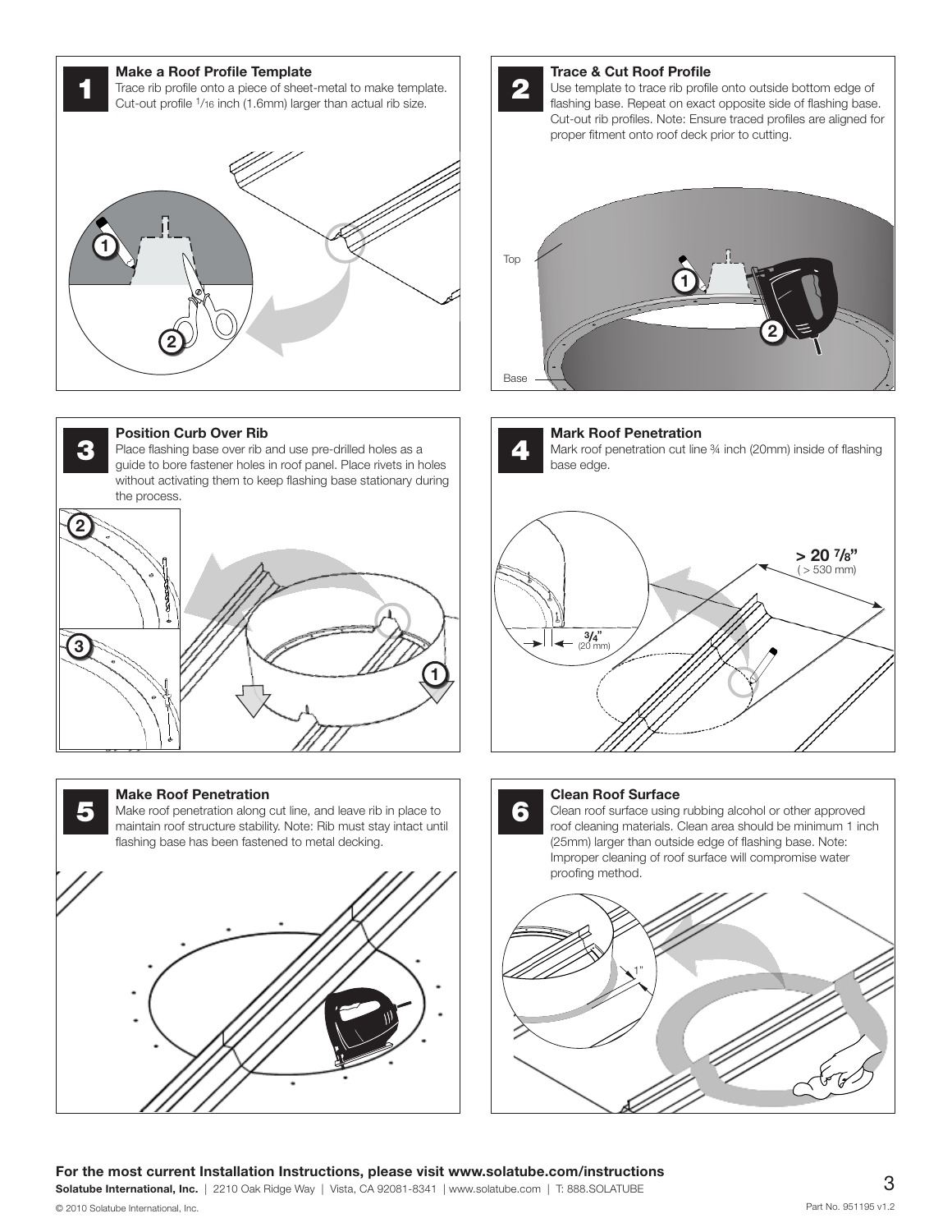## 1 Make a Roof Profile Template

Trace rib profile onto a piece of sheet-metal to make template. Cut-out profile 1/16 inch (1.6mm) larger than actual rib size.

## 2 Trace & Cut Roof Profile

Use template to trace rib profile onto outside bottom edge of flashing base. Repeat on exact opposite side of flashing base. Cut-out rib profiles. Note: Ensure traced profiles are aligned for proper fitment onto roof deck prior to cutting.

Top

Base

## 3 Position Curb Over Rib

Place flashing base over rib and use pre-drilled holes as a guide to bore fastener holes in roof panel. Place rivets in holes without activating them to keep flashing base stationary during the process.

## 4 Mark Roof Penetration

Mark roof penetration cut line ¾ inch (20mm) inside of flashing base edge.

> 20 7/8" (> 530 mm)

3/4" (20 mm)

## 5 Make Roof Penetration

Make roof penetration along cut line, and leave rib in place to maintain roof structure stability. Note: Rib must stay intact until flashing base has been fastened to metal decking.

## 6 Clean Roof Surface

Clean roof surface using rubbing alcohol or other approved roof cleaning materials. Clean area should be minimum 1 inch (25mm) larger than outside edge of flashing base. Note: Improper cleaning of roof surface will compromise water proofing method.

1"

**For the most current Installation Instructions, please visit www.solatube.com/instructions**

**Solatube International, Inc.** | 2210 Oak Ridge Way | Vista, CA 92081-8341 | www.solatube.com | T: 888.SOLATUBE

© 2010 Solatube International, Inc.

Part No. 951195 v1.2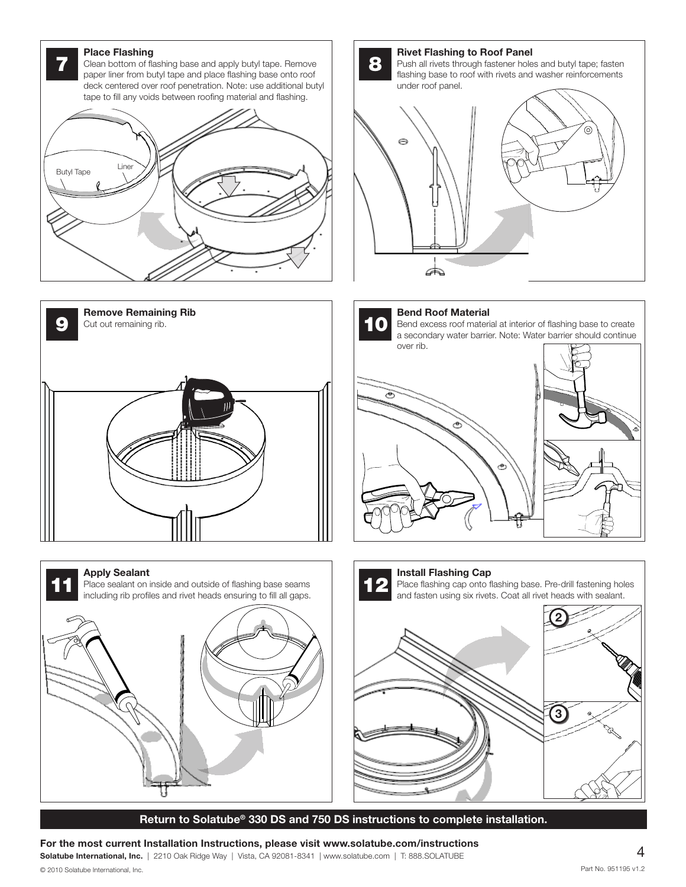## 7 Place Flashing

Clean bottom of flashing base and apply butyl tape. Remove paper liner from butyl tape and place flashing base onto roof deck centered over roof penetration. Note: use additional butyl tape to fill any voids between roofing material and flashing.

Butyl Tape

Liner

## 8 Rivet Flashing to Roof Panel

Push all rivets through fastener holes and butyl tape; fasten flashing base to roof with rivets and washer reinforcements under roof panel.

## 9 Remove Remaining Rib

Cut out remaining rib.

## 10 Bend Roof Material

Bend excess roof material at interior of flashing base to create a secondary water barrier. Note: Water barrier should continue over rib.

## 11 Apply Sealant

Place sealant on inside and outside of flashing base seams including rib profiles and rivet heads ensuring to fill all gaps.

## 12 Install Flashing Cap

Place flashing cap onto flashing base. Pre-drill fastening holes and fasten using six rivets. Coat all rivet heads with sealant.

2

3

**Return to Solatube® 330 DS and 750 DS instructions to complete installation.**

**For the most current Installation Instructions, please visit www.solatube.com/instructions**

**Solatube International, Inc.** | 2210 Oak Ridge Way | Vista, CA 92081-8341 | www.solatube.com | T: 888.SOLATUBE

© 2010 Solatube International, Inc.

Part No. 951195 v1.2